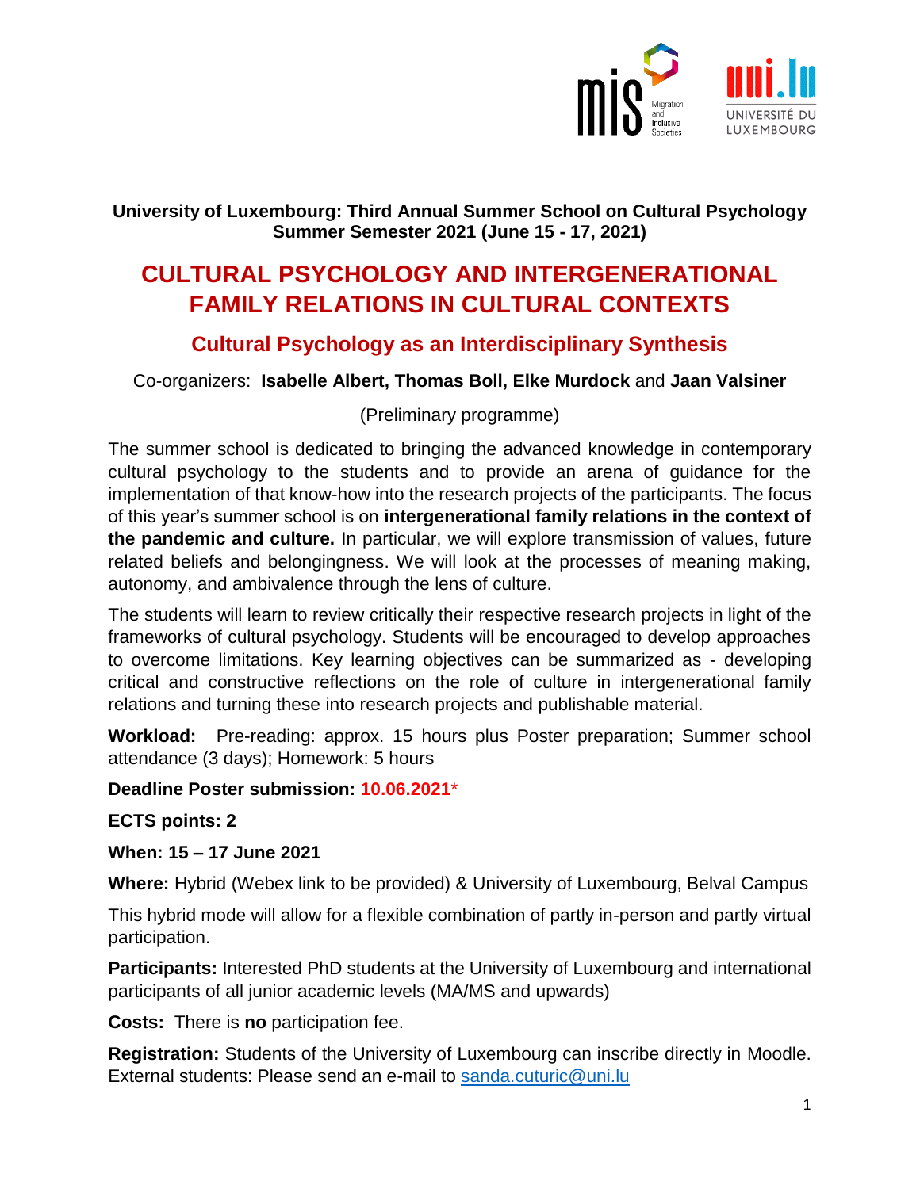**University of Luxembourg: Third Annual Summer School on Cultural Psychology**
**Summer Semester 2021 (June 15 - 17, 2021)**

# CULTURAL PSYCHOLOGY AND INTERGENERATIONAL FAMILY RELATIONS IN CULTURAL CONTEXTS

## Cultural Psychology as an Interdisciplinary Synthesis

Co-organizers: **Isabelle Albert, Thomas Boll, Elke Murdock** and **Jaan Valsiner**

(Preliminary programme)

The summer school is dedicated to bringing the advanced knowledge in contemporary cultural psychology to the students and to provide an arena of guidance for the implementation of that know-how into the research projects of the participants. The focus of this year's summer school is on **intergenerational family relations in the context of the pandemic and culture.** In particular, we will explore transmission of values, future related beliefs and belongingness. We will look at the processes of meaning making, autonomy, and ambivalence through the lens of culture.

The students will learn to review critically their respective research projects in light of the frameworks of cultural psychology. Students will be encouraged to develop approaches to overcome limitations. Key learning objectives can be summarized as - developing critical and constructive reflections on the role of culture in intergenerational family relations and turning these into research projects and publishable material.

**Workload:** Pre-reading: approx. 15 hours plus Poster preparation; Summer school attendance (3 days); Homework: 5 hours

**Deadline Poster submission: 10.06.2021***

**ECTS points: 2**

**When: 15 – 17 June 2021**

**Where:** Hybrid (Webex link to be provided) & University of Luxembourg, Belval Campus

This hybrid mode will allow for a flexible combination of partly in-person and partly virtual participation.

**Participants:** Interested PhD students at the University of Luxembourg and international participants of all junior academic levels (MA/MS and upwards)

**Costs:** There is **no** participation fee.

**Registration:** Students of the University of Luxembourg can inscribe directly in Moodle. External students: Please send an e-mail to sanda.cuturic@uni.lu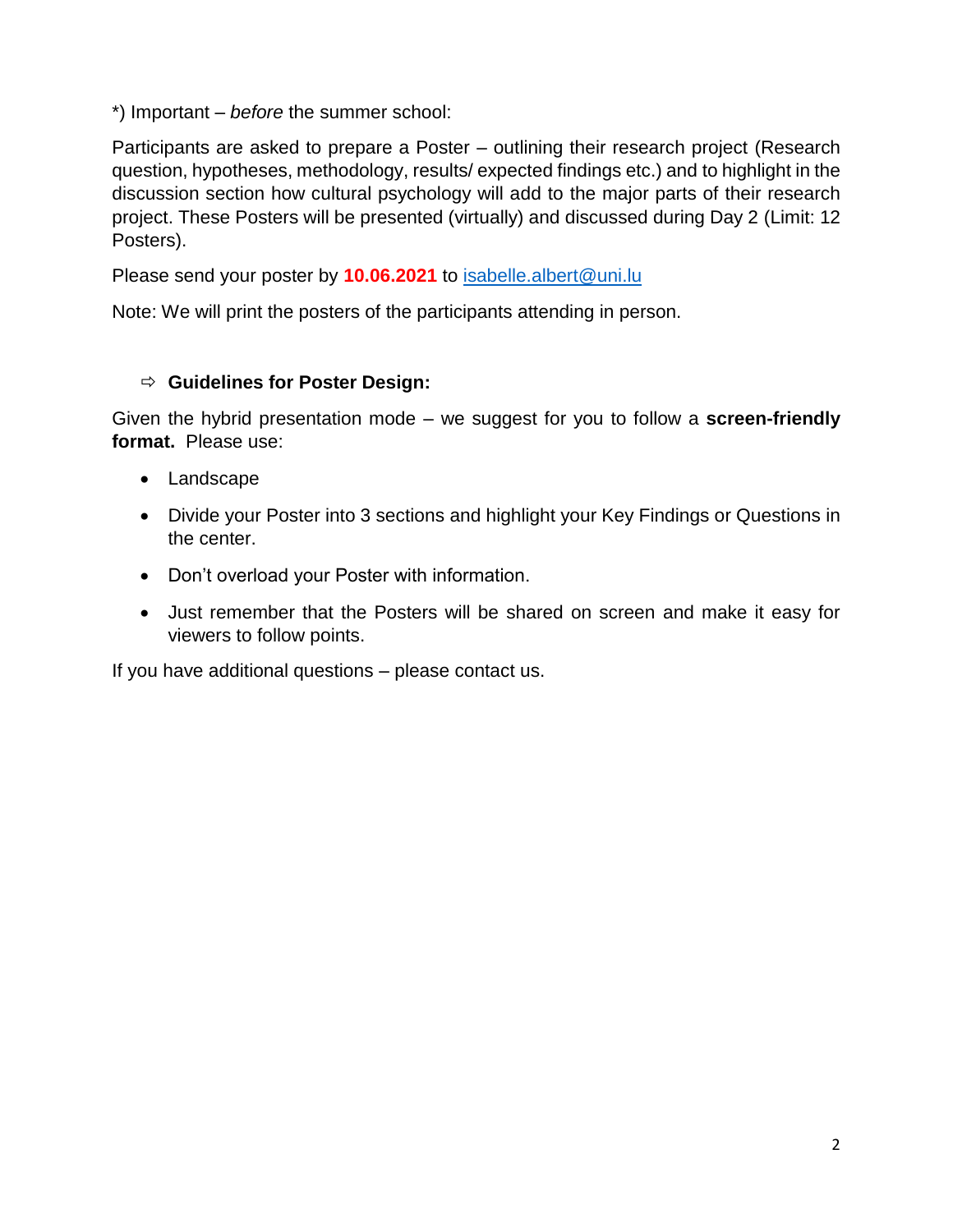*) Important – *before* the summer school:

Participants are asked to prepare a Poster – outlining their research project (Research question, hypotheses, methodology, results/ expected findings etc.) and to highlight in the discussion section how cultural psychology will add to the major parts of their research project. These Posters will be presented (virtually) and discussed during Day 2 (Limit: 12 Posters).

Please send your poster by **10.06.2021** to isabelle.albert@uni.lu

Note: We will print the posters of the participants attending in person.

⇨ **Guidelines for Poster Design:**

Given the hybrid presentation mode – we suggest for you to follow a **screen-friendly format.** Please use:

- Landscape
- Divide your Poster into 3 sections and highlight your Key Findings or Questions in the center.
- Don't overload your Poster with information.
- Just remember that the Posters will be shared on screen and make it easy for viewers to follow points.

If you have additional questions – please contact us.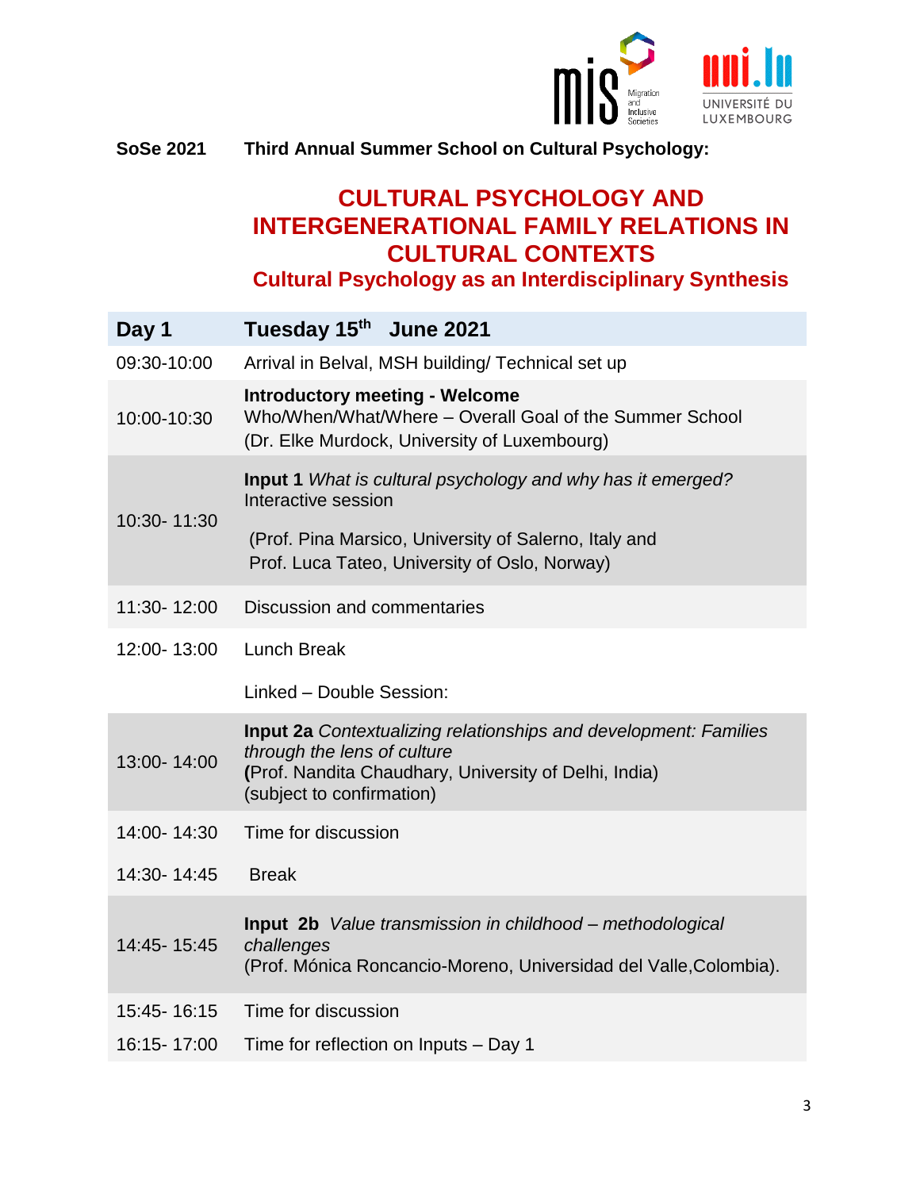**SoSe 2021** **Third Annual Summer School on Cultural Psychology:**

# CULTURAL PSYCHOLOGY AND INTERGENERATIONAL FAMILY RELATIONS IN CULTURAL CONTEXTS

## Cultural Psychology as an Interdisciplinary Synthesis

| **Day 1** | **Tuesday 15th June 2021** |
|---|---|
| 09:30-10:00 | Arrival in Belval, MSH building/ Technical set up |
| 10:00-10:30 | **Introductory meeting - Welcome**<br>Who/When/What/Where – Overall Goal of the Summer School<br>(Dr. Elke Murdock, University of Luxembourg) |
| 10:30- 11:30 | **Input 1** *What is cultural psychology and why has it emerged?*<br>Interactive session<br>(Prof. Pina Marsico, University of Salerno, Italy and Prof. Luca Tateo, University of Oslo, Norway) |
| 11:30- 12:00 | Discussion and commentaries |
| 12:00- 13:00 | Lunch Break |
| | Linked – Double Session: |
| 13:00- 14:00 | **Input 2a** *Contextualizing relationships and development: Families through the lens of culture*<br>**(**Prof. Nandita Chaudhary, University of Delhi, India)<br>(subject to confirmation) |
| 14:00- 14:30 | Time for discussion |
| 14:30- 14:45 | Break |
| 14:45- 15:45 | **Input 2b** *Value transmission in childhood – methodological challenges*<br>(Prof. Mónica Roncancio-Moreno, Universidad del Valle,Colombia). |
| 15:45- 16:15 | Time for discussion |
| 16:15- 17:00 | Time for reflection on Inputs – Day 1 |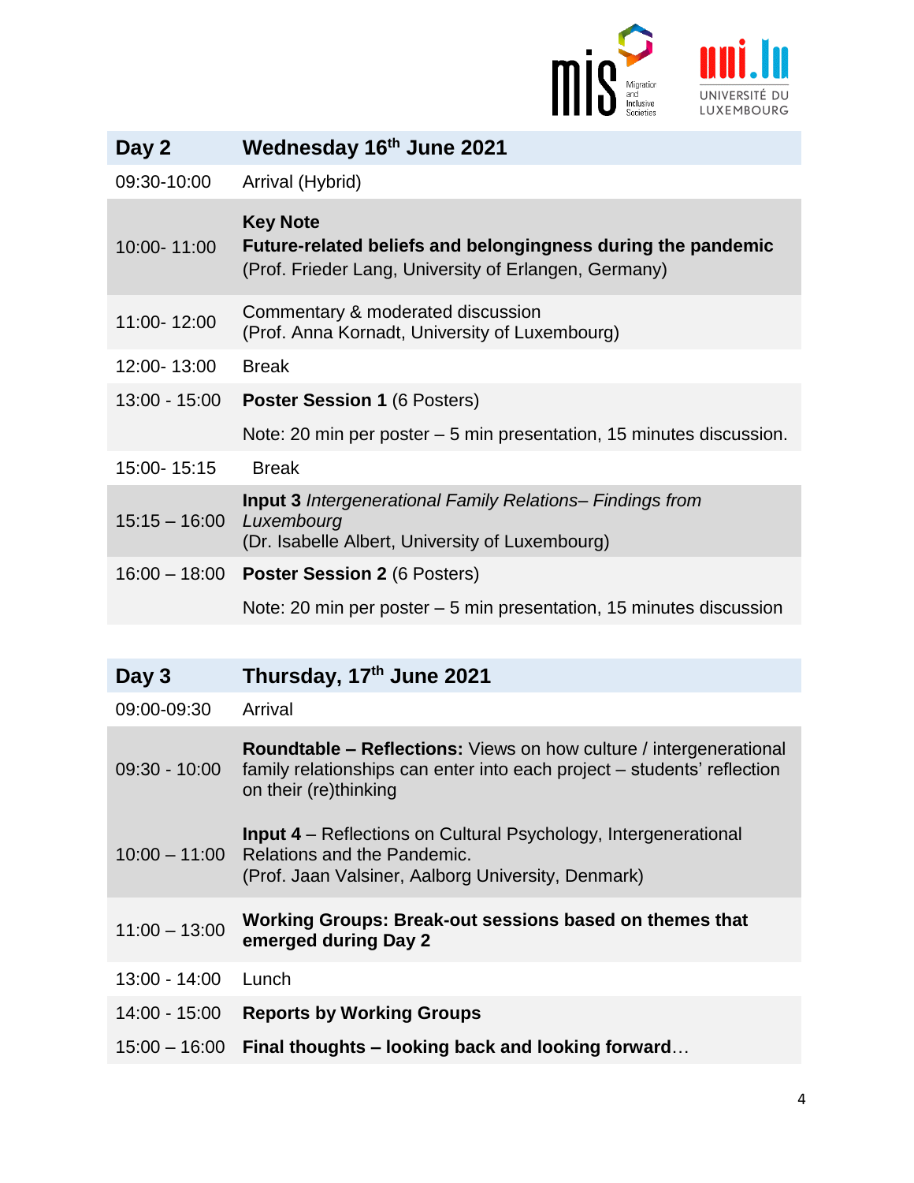| Day 2 | Wednesday 16th June 2021 |
|---|---|
| 09:30-10:00 | Arrival (Hybrid) |
| 10:00- 11:00 | **Key Note**<br>**Future-related beliefs and belongingness during the pandemic**<br>(Prof. Frieder Lang, University of Erlangen, Germany) |
| 11:00- 12:00 | Commentary & moderated discussion<br>(Prof. Anna Kornadt, University of Luxembourg) |
| 12:00- 13:00 | Break |
| 13:00 - 15:00 | **Poster Session 1** (6 Posters)<br>Note: 20 min per poster – 5 min presentation, 15 minutes discussion. |
| 15:00- 15:15 | Break |
| 15:15 – 16:00 | **Input 3** *Intergenerational Family Relations– Findings from Luxembourg*<br>(Dr. Isabelle Albert, University of Luxembourg) |
| 16:00 – 18:00 | **Poster Session 2** (6 Posters)<br>Note: 20 min per poster – 5 min presentation, 15 minutes discussion |

| Day 3 | Thursday, 17th June 2021 |
|---|---|
| 09:00-09:30 | Arrival |
| 09:30 - 10:00 | **Roundtable – Reflections:** Views on how culture / intergenerational family relationships can enter into each project – students' reflection on their (re)thinking |
| 10:00 – 11:00 | **Input 4** – Reflections on Cultural Psychology, Intergenerational Relations and the Pandemic.<br>(Prof. Jaan Valsiner, Aalborg University, Denmark) |
| 11:00 – 13:00 | **Working Groups: Break-out sessions based on themes that emerged during Day 2** |
| 13:00 - 14:00 | Lunch |
| 14:00 - 15:00 | **Reports by Working Groups** |
| 15:00 – 16:00 | **Final thoughts – looking back and looking forward**… |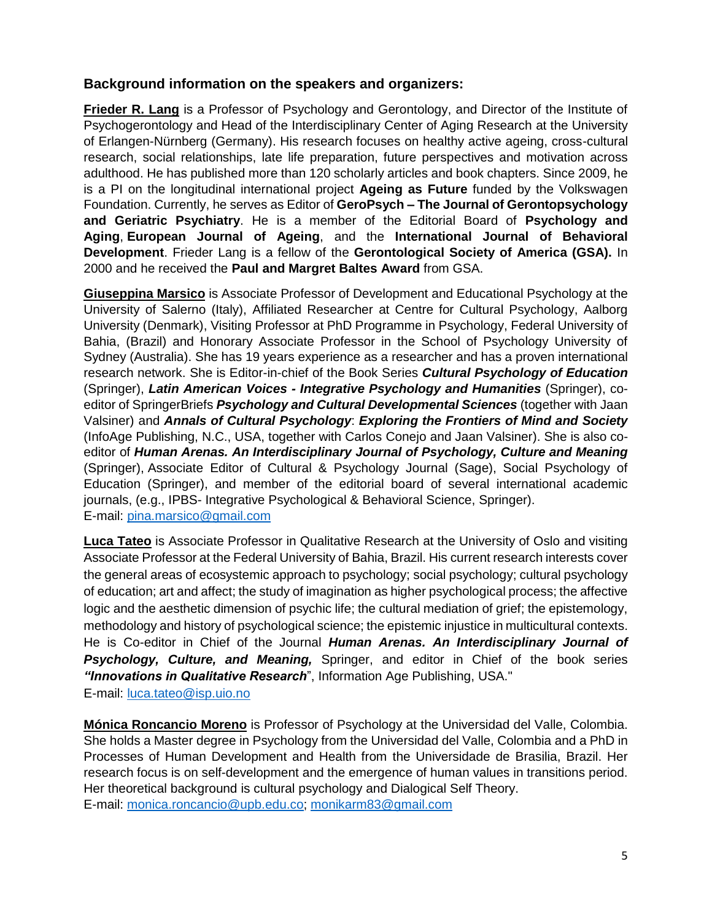### Background information on the speakers and organizers:

**Frieder R. Lang** is a Professor of Psychology and Gerontology, and Director of the Institute of Psychogerontology and Head of the Interdisciplinary Center of Aging Research at the University of Erlangen-Nürnberg (Germany). His research focuses on healthy active ageing, cross-cultural research, social relationships, late life preparation, future perspectives and motivation across adulthood. He has published more than 120 scholarly articles and book chapters. Since 2009, he is a PI on the longitudinal international project **Ageing as Future** funded by the Volkswagen Foundation. Currently, he serves as Editor of **GeroPsych – The Journal of Gerontopsychology and Geriatric Psychiatry**. He is a member of the Editorial Board of **Psychology and Aging**, **European Journal of Ageing**, and the **International Journal of Behavioral Development**. Frieder Lang is a fellow of the **Gerontological Society of America (GSA).** In 2000 and he received the **Paul and Margret Baltes Award** from GSA.

**Giuseppina Marsico** is Associate Professor of Development and Educational Psychology at the University of Salerno (Italy), Affiliated Researcher at Centre for Cultural Psychology, Aalborg University (Denmark), Visiting Professor at PhD Programme in Psychology, Federal University of Bahia, (Brazil) and Honorary Associate Professor in the School of Psychology University of Sydney (Australia). She has 19 years experience as a researcher and has a proven international research network. She is Editor-in-chief of the Book Series ***Cultural Psychology of Education*** (Springer), ***Latin American Voices - Integrative Psychology and Humanities*** (Springer), co-editor of SpringerBriefs ***Psychology and Cultural Developmental Sciences*** (together with Jaan Valsiner) and ***Annals of Cultural Psychology***: ***Exploring the Frontiers of Mind and Society*** (InfoAge Publishing, N.C., USA, together with Carlos Conejo and Jaan Valsiner). She is also co-editor of ***Human Arenas. An Interdisciplinary Journal of Psychology, Culture and Meaning*** (Springer), Associate Editor of Cultural & Psychology Journal (Sage), Social Psychology of Education (Springer), and member of the editorial board of several international academic journals, (e.g., IPBS- Integrative Psychological & Behavioral Science, Springer).
E-mail: pina.marsico@gmail.com

**Luca Tateo** is Associate Professor in Qualitative Research at the University of Oslo and visiting Associate Professor at the Federal University of Bahia, Brazil. His current research interests cover the general areas of ecosystemic approach to psychology; social psychology; cultural psychology of education; art and affect; the study of imagination as higher psychological process; the affective logic and the aesthetic dimension of psychic life; the cultural mediation of grief; the epistemology, methodology and history of psychological science; the epistemic injustice in multicultural contexts. He is Co-editor in Chief of the Journal ***Human Arenas. An Interdisciplinary Journal of Psychology, Culture, and Meaning,*** Springer, and editor in Chief of the book series ***"Innovations in Qualitative Research***", Information Age Publishing, USA."
E-mail: luca.tateo@isp.uio.no

**Mónica Roncancio Moreno** is Professor of Psychology at the Universidad del Valle, Colombia. She holds a Master degree in Psychology from the Universidad del Valle, Colombia and a PhD in Processes of Human Development and Health from the Universidade de Brasilia, Brazil. Her research focus is on self-development and the emergence of human values in transitions period. Her theoretical background is cultural psychology and Dialogical Self Theory.
E-mail: monica.roncancio@upb.edu.co; monikarm83@gmail.com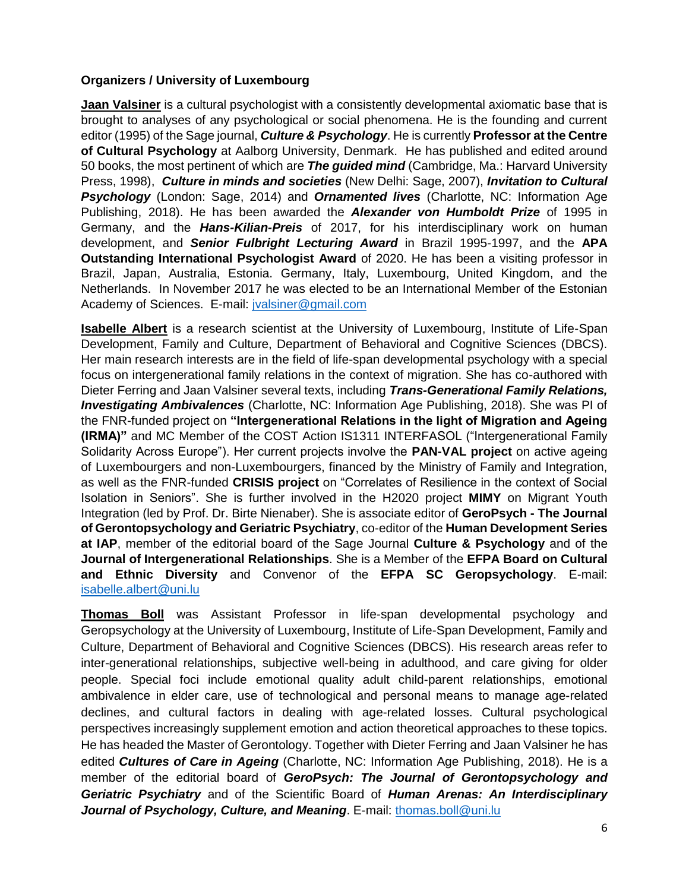**Organizers / University of Luxembourg**

**Jaan Valsiner** is a cultural psychologist with a consistently developmental axiomatic base that is brought to analyses of any psychological or social phenomena. He is the founding and current editor (1995) of the Sage journal, ***Culture & Psychology***. He is currently **Professor at the Centre of Cultural Psychology** at Aalborg University, Denmark. He has published and edited around 50 books, the most pertinent of which are ***The guided mind*** (Cambridge, Ma.: Harvard University Press, 1998), ***Culture in minds and societies*** (New Delhi: Sage, 2007), ***Invitation to Cultural Psychology*** (London: Sage, 2014) and ***Ornamented lives*** (Charlotte, NC: Information Age Publishing, 2018). He has been awarded the ***Alexander von Humboldt Prize*** of 1995 in Germany, and the ***Hans-Kilian-Preis*** of 2017, for his interdisciplinary work on human development, and ***Senior Fulbright Lecturing Award*** in Brazil 1995-1997, and the **APA Outstanding International Psychologist Award** of 2020. He has been a visiting professor in Brazil, Japan, Australia, Estonia. Germany, Italy, Luxembourg, United Kingdom, and the Netherlands. In November 2017 he was elected to be an International Member of the Estonian Academy of Sciences. E-mail: jvalsiner@gmail.com

**Isabelle Albert** is a research scientist at the University of Luxembourg, Institute of Life-Span Development, Family and Culture, Department of Behavioral and Cognitive Sciences (DBCS). Her main research interests are in the field of life-span developmental psychology with a special focus on intergenerational family relations in the context of migration. She has co-authored with Dieter Ferring and Jaan Valsiner several texts, including ***Trans-Generational Family Relations, Investigating Ambivalences*** (Charlotte, NC: Information Age Publishing, 2018). She was PI of the FNR-funded project on **"Intergenerational Relations in the light of Migration and Ageing (IRMA)"** and MC Member of the COST Action IS1311 INTERFASOL ("Intergenerational Family Solidarity Across Europe"). Her current projects involve the **PAN-VAL project** on active ageing of Luxembourgers and non-Luxembourgers, financed by the Ministry of Family and Integration, as well as the FNR-funded **CRISIS project** on "Correlates of Resilience in the context of Social Isolation in Seniors". She is further involved in the H2020 project **MIMY** on Migrant Youth Integration (led by Prof. Dr. Birte Nienaber). She is associate editor of **GeroPsych - The Journal of Gerontopsychology and Geriatric Psychiatry**, co-editor of the **Human Development Series at IAP**, member of the editorial board of the Sage Journal **Culture & Psychology** and of the **Journal of Intergenerational Relationships**. She is a Member of the **EFPA Board on Cultural and Ethnic Diversity** and Convenor of the **EFPA SC Geropsychology**. E-mail: isabelle.albert@uni.lu

**Thomas Boll** was Assistant Professor in life-span developmental psychology and Geropsychology at the University of Luxembourg, Institute of Life-Span Development, Family and Culture, Department of Behavioral and Cognitive Sciences (DBCS). His research areas refer to inter-generational relationships, subjective well-being in adulthood, and care giving for older people. Special foci include emotional quality adult child-parent relationships, emotional ambivalence in elder care, use of technological and personal means to manage age-related declines, and cultural factors in dealing with age-related losses. Cultural psychological perspectives increasingly supplement emotion and action theoretical approaches to these topics. He has headed the Master of Gerontology. Together with Dieter Ferring and Jaan Valsiner he has edited ***Cultures of Care in Ageing*** (Charlotte, NC: Information Age Publishing, 2018). He is a member of the editorial board of ***GeroPsych: The Journal of Gerontopsychology and Geriatric Psychiatry*** and of the Scientific Board of ***Human Arenas: An Interdisciplinary Journal of Psychology, Culture, and Meaning***. E-mail: thomas.boll@uni.lu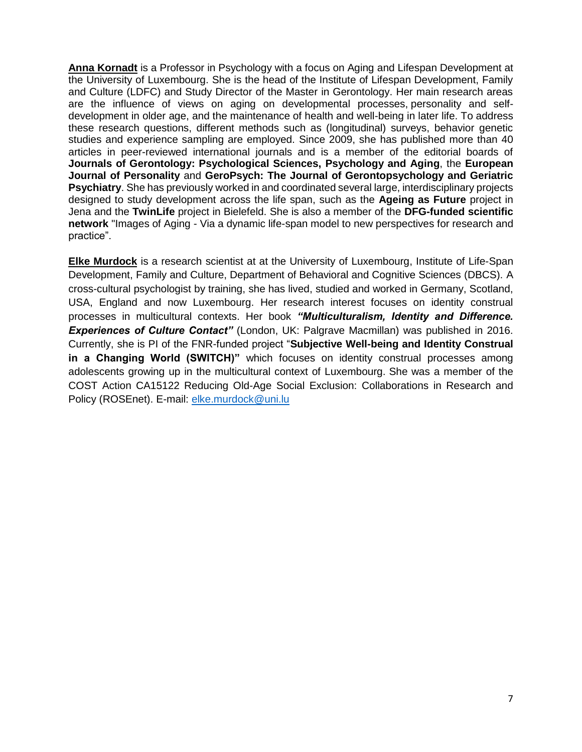**Anna Kornadt** is a Professor in Psychology with a focus on Aging and Lifespan Development at the University of Luxembourg. She is the head of the Institute of Lifespan Development, Family and Culture (LDFC) and Study Director of the Master in Gerontology. Her main research areas are the influence of views on aging on developmental processes, personality and self-development in older age, and the maintenance of health and well-being in later life. To address these research questions, different methods such as (longitudinal) surveys, behavior genetic studies and experience sampling are employed. Since 2009, she has published more than 40 articles in peer-reviewed international journals and is a member of the editorial boards of **Journals of Gerontology: Psychological Sciences, Psychology and Aging**, the **European Journal of Personality** and **GeroPsych: The Journal of Gerontopsychology and Geriatric Psychiatry**. She has previously worked in and coordinated several large, interdisciplinary projects designed to study development across the life span, such as the **Ageing as Future** project in Jena and the **TwinLife** project in Bielefeld. She is also a member of the **DFG-funded scientific network** "Images of Aging - Via a dynamic life-span model to new perspectives for research and practice".

**Elke Murdock** is a research scientist at at the University of Luxembourg, Institute of Life-Span Development, Family and Culture, Department of Behavioral and Cognitive Sciences (DBCS). A cross-cultural psychologist by training, she has lived, studied and worked in Germany, Scotland, USA, England and now Luxembourg. Her research interest focuses on identity construal processes in multicultural contexts. Her book ***"Multiculturalism, Identity and Difference. Experiences of Culture Contact"*** (London, UK: Palgrave Macmillan) was published in 2016. Currently, she is PI of the FNR-funded project "**Subjective Well-being and Identity Construal in a Changing World (SWITCH)"** which focuses on identity construal processes among adolescents growing up in the multicultural context of Luxembourg. She was a member of the COST Action CA15122 Reducing Old-Age Social Exclusion: Collaborations in Research and Policy (ROSEnet). E-mail: elke.murdock@uni.lu